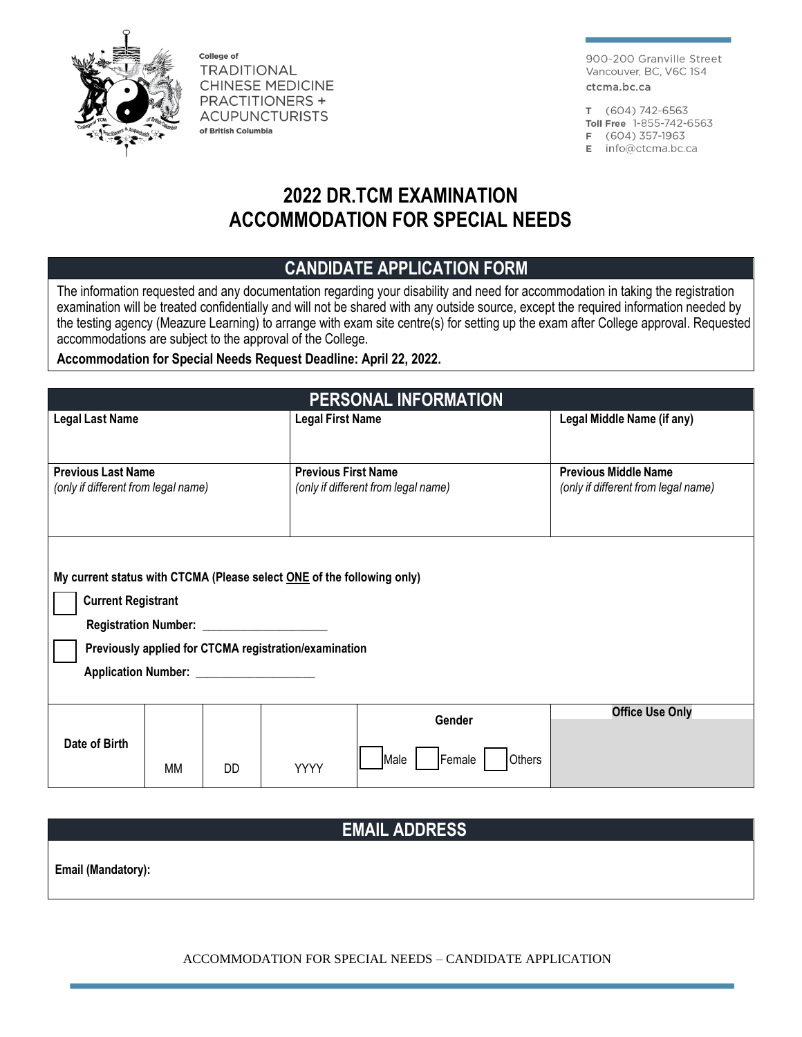College of
TRADITIONAL CHINESE MEDICINE PRACTITIONERS + ACUPUNCTURISTS
of British Columbia

900-200 Granville Street
Vancouver, BC, V6C 1S4
ctcma.bc.ca

T (604) 742-6563
Toll Free 1-855-742-6563
F (604) 357-1963
E info@ctcma.bc.ca

# 2022 DR.TCM EXAMINATION
# ACCOMMODATION FOR SPECIAL NEEDS

## CANDIDATE APPLICATION FORM

The information requested and any documentation regarding your disability and need for accommodation in taking the registration examination will be treated confidentially and will not be shared with any outside source, except the required information needed by the testing agency (Meazure Learning) to arrange with exam site centre(s) for setting up the exam after College approval. Requested accommodations are subject to the approval of the College.

**Accommodation for Special Needs Request Deadline: April 22, 2022.**

## PERSONAL INFORMATION

| **Legal Last Name** | **Legal First Name** | **Legal Middle Name (if any)** |
|---|---|---|
| | | |
| **Previous Last Name** *(only if different from legal name)* | **Previous First Name** *(only if different from legal name)* | **Previous Middle Name** *(only if different from legal name)* |
| | | |

**My current status with CTCMA (Please select ONE of the following only)**

☐ **Current Registrant**

**Registration Number:** ____________________

☐ **Previously applied for CTCMA registration/examination**

**Application Number:** ____________________

| **Date of Birth** | MM | DD | YYYY | **Gender**<br>☐ Male ☐ Female ☐ Others | **Office Use Only** |
|---|---|---|---|---|---|

## EMAIL ADDRESS

**Email (Mandatory):**

ACCOMMODATION FOR SPECIAL NEEDS – CANDIDATE APPLICATION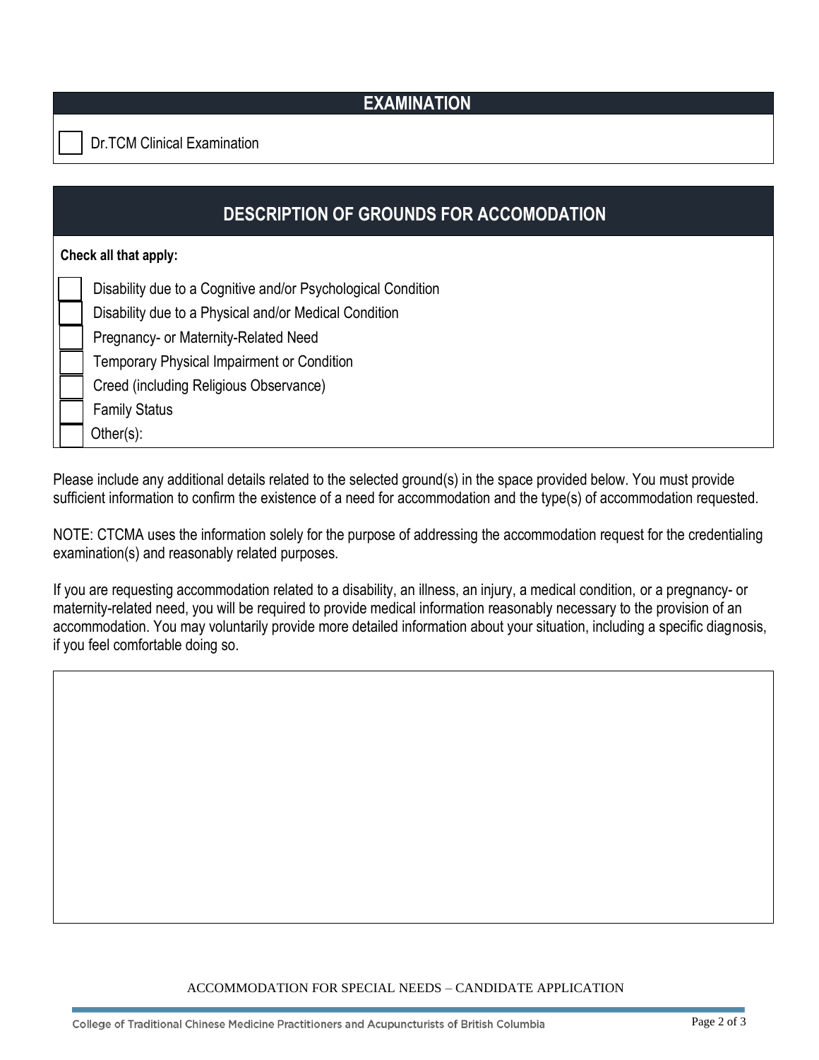## EXAMINATION

- [ ] Dr.TCM Clinical Examination

## DESCRIPTION OF GROUNDS FOR ACCOMODATION

**Check all that apply:**

- [ ] Disability due to a Cognitive and/or Psychological Condition
- [ ] Disability due to a Physical and/or Medical Condition
- [ ] Pregnancy- or Maternity-Related Need
- [ ] Temporary Physical Impairment or Condition
- [ ] Creed (including Religious Observance)
- [ ] Family Status
- [ ] Other(s):

Please include any additional details related to the selected ground(s) in the space provided below. You must provide sufficient information to confirm the existence of a need for accommodation and the type(s) of accommodation requested.

NOTE: CTCMA uses the information solely for the purpose of addressing the accommodation request for the credentialing examination(s) and reasonably related purposes.

If you are requesting accommodation related to a disability, an illness, an injury, a medical condition, or a pregnancy- or maternity-related need, you will be required to provide medical information reasonably necessary to the provision of an accommodation. You may voluntarily provide more detailed information about your situation, including a specific diagnosis, if you feel comfortable doing so.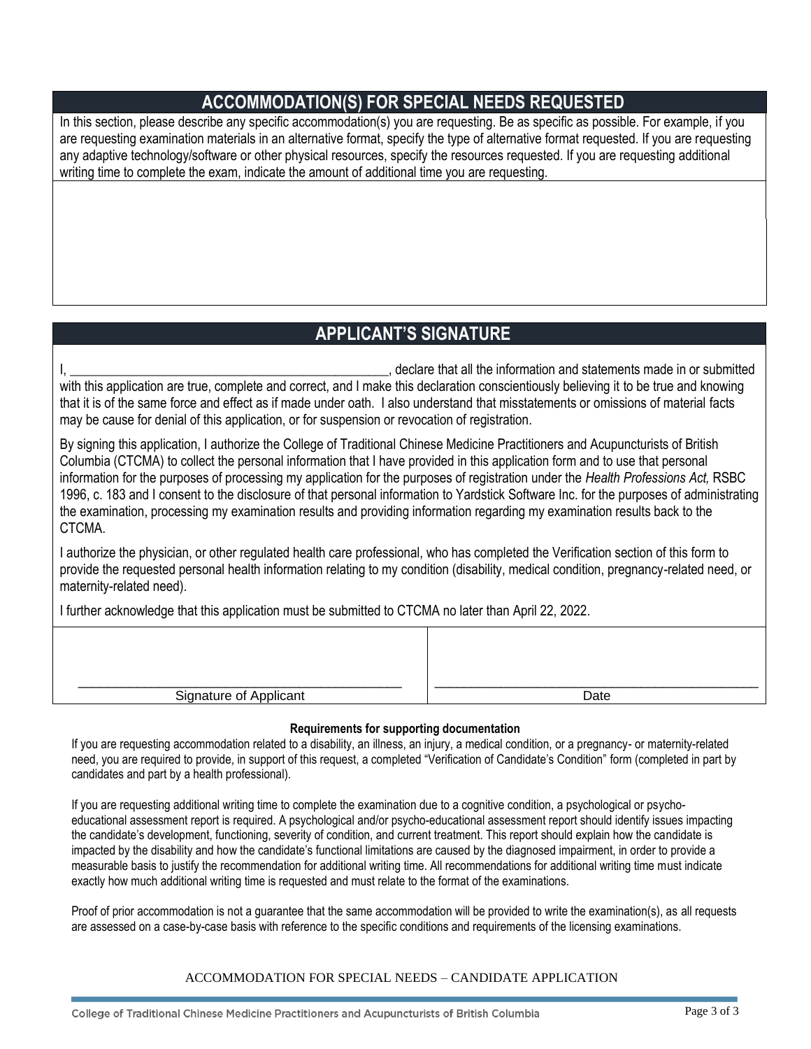## ACCOMMODATION(S) FOR SPECIAL NEEDS REQUESTED

In this section, please describe any specific accommodation(s) you are requesting. Be as specific as possible. For example, if you are requesting examination materials in an alternative format, specify the type of alternative format requested. If you are requesting any adaptive technology/software or other physical resources, specify the resources requested. If you are requesting additional writing time to complete the exam, indicate the amount of additional time you are requesting.

## APPLICANT'S SIGNATURE

I, ______________________________________________, declare that all the information and statements made in or submitted with this application are true, complete and correct, and I make this declaration conscientiously believing it to be true and knowing that it is of the same force and effect as if made under oath. I also understand that misstatements or omissions of material facts may be cause for denial of this application, or for suspension or revocation of registration.

By signing this application, I authorize the College of Traditional Chinese Medicine Practitioners and Acupuncturists of British Columbia (CTCMA) to collect the personal information that I have provided in this application form and to use that personal information for the purposes of processing my application for the purposes of registration under the *Health Professions Act,* RSBC 1996, c. 183 and I consent to the disclosure of that personal information to Yardstick Software Inc. for the purposes of administrating the examination, processing my examination results and providing information regarding my examination results back to the CTCMA.

I authorize the physician, or other regulated health care professional, who has completed the Verification section of this form to provide the requested personal health information relating to my condition (disability, medical condition, pregnancy-related need, or maternity-related need).

I further acknowledge that this application must be submitted to CTCMA no later than April 22, 2022.

| | |
|---|---|
| ______________________________________________ | ______________________________________________ |
| Signature of Applicant | Date |

**Requirements for supporting documentation**

If you are requesting accommodation related to a disability, an illness, an injury, a medical condition, or a pregnancy- or maternity-related need, you are required to provide, in support of this request, a completed "Verification of Candidate's Condition" form (completed in part by candidates and part by a health professional).

If you are requesting additional writing time to complete the examination due to a cognitive condition, a psychological or psycho-educational assessment report is required. A psychological and/or psycho-educational assessment report should identify issues impacting the candidate's development, functioning, severity of condition, and current treatment. This report should explain how the candidate is impacted by the disability and how the candidate's functional limitations are caused by the diagnosed impairment, in order to provide a measurable basis to justify the recommendation for additional writing time. All recommendations for additional writing time must indicate exactly how much additional writing time is requested and must relate to the format of the examinations.

Proof of prior accommodation is not a guarantee that the same accommodation will be provided to write the examination(s), as all requests are assessed on a case-by-case basis with reference to the specific conditions and requirements of the licensing examinations.